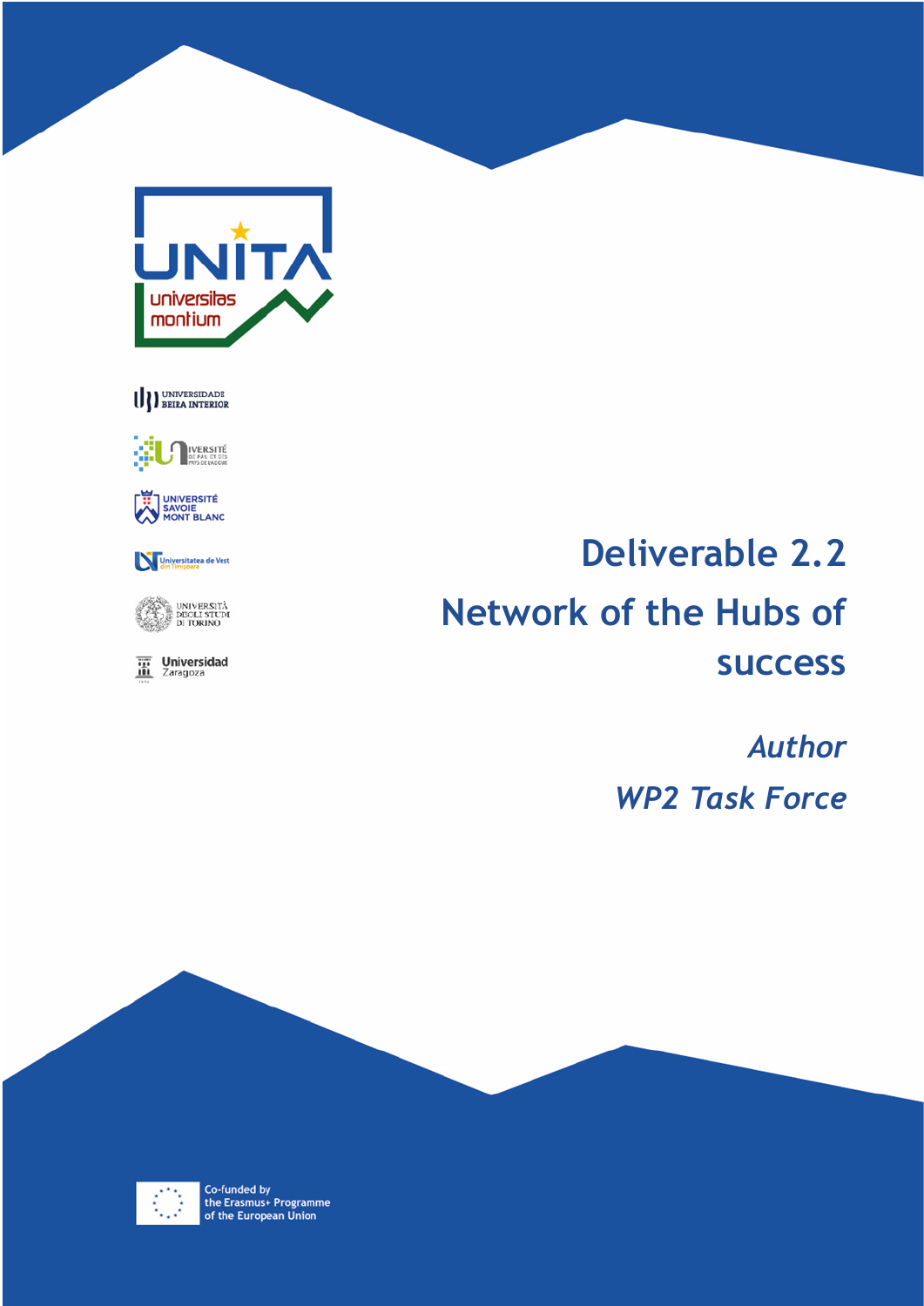UNITA universitas montium

UNIVERSIDADE BEIRA INTERIOR

UNIVERSITÉ DE PAU ET DES PAYS DE L'ADOUR

UNIVERSITÉ SAVOIE MONT BLANC

Universitatea de Vest din Timişoara

UNIVERSITÀ DEGLI STUDI DI TORINO

Universidad Zaragoza

# Deliverable 2.2

# Network of the Hubs of success

*Author*

*WP2 Task Force*

Co-funded by the Erasmus+ Programme of the European Union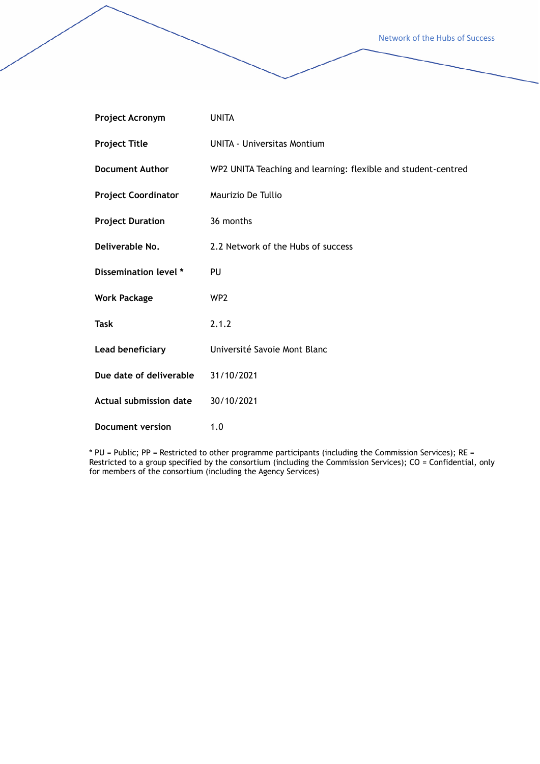| | |
|---|---|
| **Project Acronym** | UNITA |
| **Project Title** | UNITA - Universitas Montium |
| **Document Author** | WP2 UNITA Teaching and learning: flexible and student-centred |
| **Project Coordinator** | Maurizio De Tullio |
| **Project Duration** | 36 months |
| **Deliverable No.** | 2.2 Network of the Hubs of success |
| **Dissemination level *** | PU |
| **Work Package** | WP2 |
| **Task** | 2.1.2 |
| **Lead beneficiary** | Université Savoie Mont Blanc |
| **Due date of deliverable** | 31/10/2021 |
| **Actual submission date** | 30/10/2021 |
| **Document version** | 1.0 |

* PU = Public; PP = Restricted to other programme participants (including the Commission Services); RE = Restricted to a group specified by the consortium (including the Commission Services); CO = Confidential, only for members of the consortium (including the Agency Services)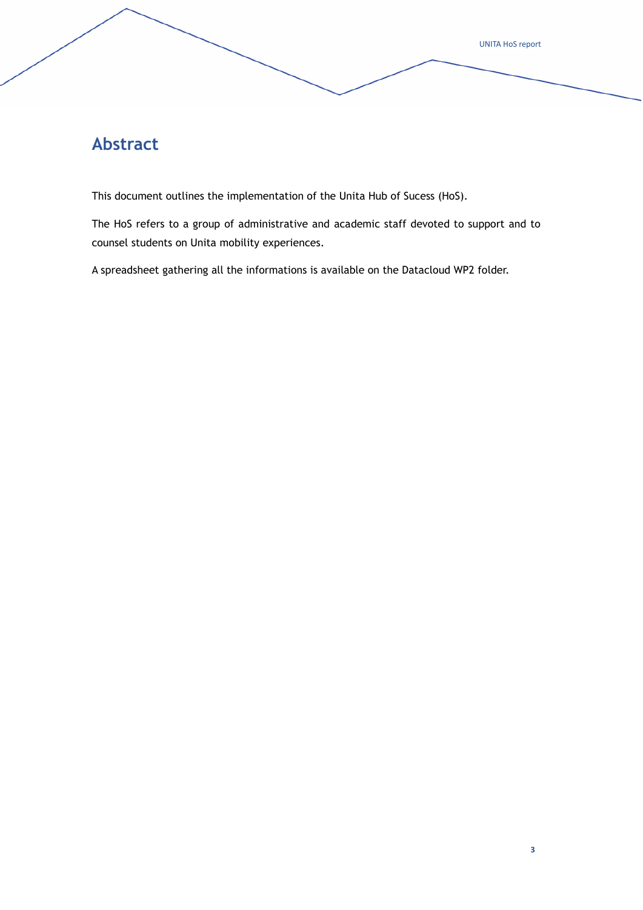# Abstract

This document outlines the implementation of the Unita Hub of Sucess (HoS).

The HoS refers to a group of administrative and academic staff devoted to support and to counsel students on Unita mobility experiences.

A spreadsheet gathering all the informations is available on the Datacloud WP2 folder.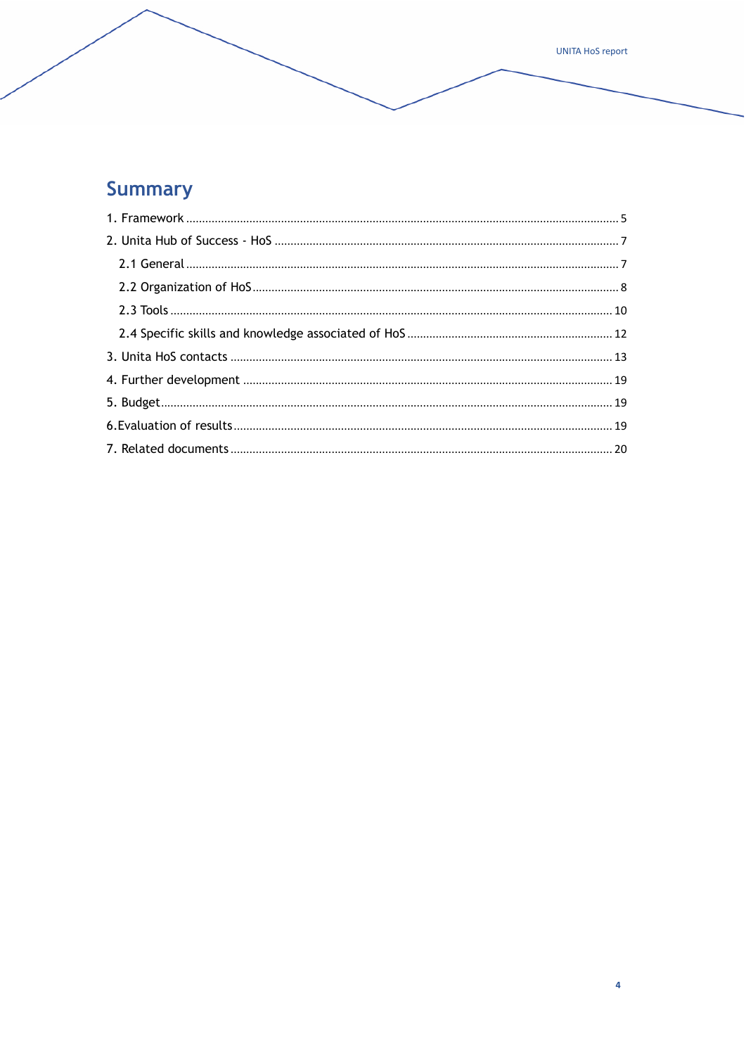## Summary

1. Framework ........................................................................................................................................ 5

2. Unita Hub of Success - HoS ............................................................................................................ 7

   2.1 General ........................................................................................................................................ 7

   2.2 Organization of HoS ................................................................................................................... 8

   2.3 Tools ........................................................................................................................................... 10

   2.4 Specific skills and knowledge associated of HoS ................................................................. 12

3. Unita HoS contacts ......................................................................................................................... 13

4. Further development ..................................................................................................................... 19

5. Budget.............................................................................................................................................. 19

6. Evaluation of results ....................................................................................................................... 19

7. Related documents ......................................................................................................................... 20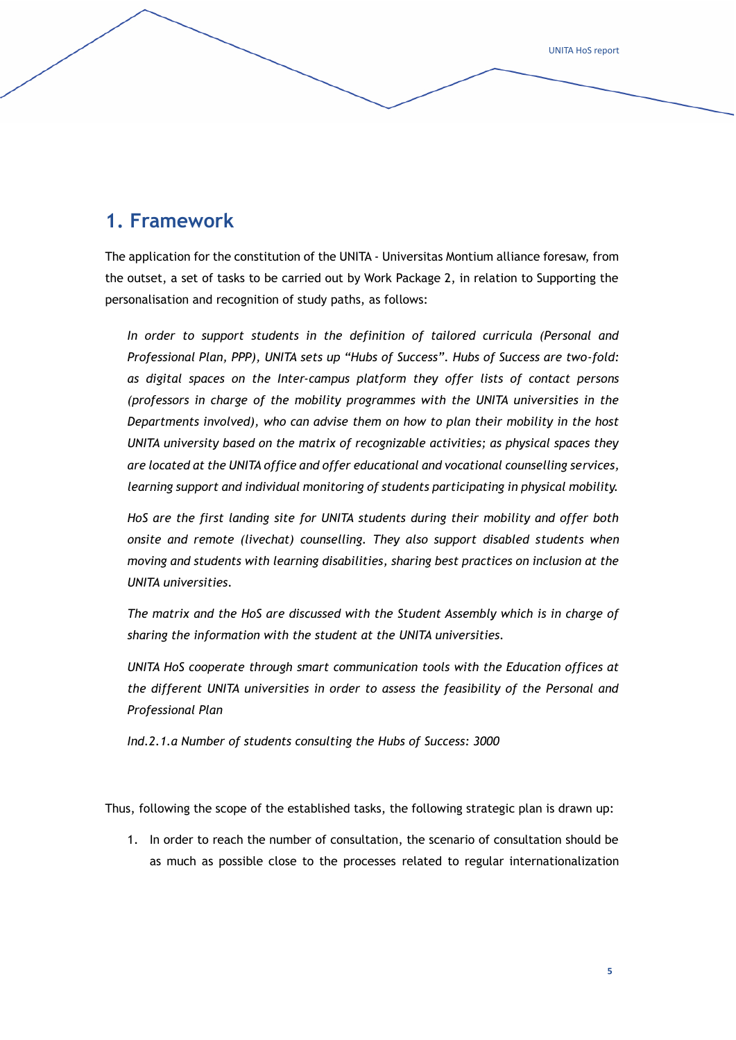# 1. Framework

The application for the constitution of the UNITA - Universitas Montium alliance foresaw, from the outset, a set of tasks to be carried out by Work Package 2, in relation to Supporting the personalisation and recognition of study paths, as follows:

> *In order to support students in the definition of tailored curricula (Personal and Professional Plan, PPP), UNITA sets up "Hubs of Success". Hubs of Success are two-fold: as digital spaces on the Inter-campus platform they offer lists of contact persons (professors in charge of the mobility programmes with the UNITA universities in the Departments involved), who can advise them on how to plan their mobility in the host UNITA university based on the matrix of recognizable activities; as physical spaces they are located at the UNITA office and offer educational and vocational counselling services, learning support and individual monitoring of students participating in physical mobility.*
>
> *HoS are the first landing site for UNITA students during their mobility and offer both onsite and remote (livechat) counselling. They also support disabled students when moving and students with learning disabilities, sharing best practices on inclusion at the UNITA universities.*
>
> *The matrix and the HoS are discussed with the Student Assembly which is in charge of sharing the information with the student at the UNITA universities.*
>
> *UNITA HoS cooperate through smart communication tools with the Education offices at the different UNITA universities in order to assess the feasibility of the Personal and Professional Plan*
>
> *Ind.2.1.a Number of students consulting the Hubs of Success: 3000*

Thus, following the scope of the established tasks, the following strategic plan is drawn up:

1. In order to reach the number of consultation, the scenario of consultation should be as much as possible close to the processes related to regular internationalization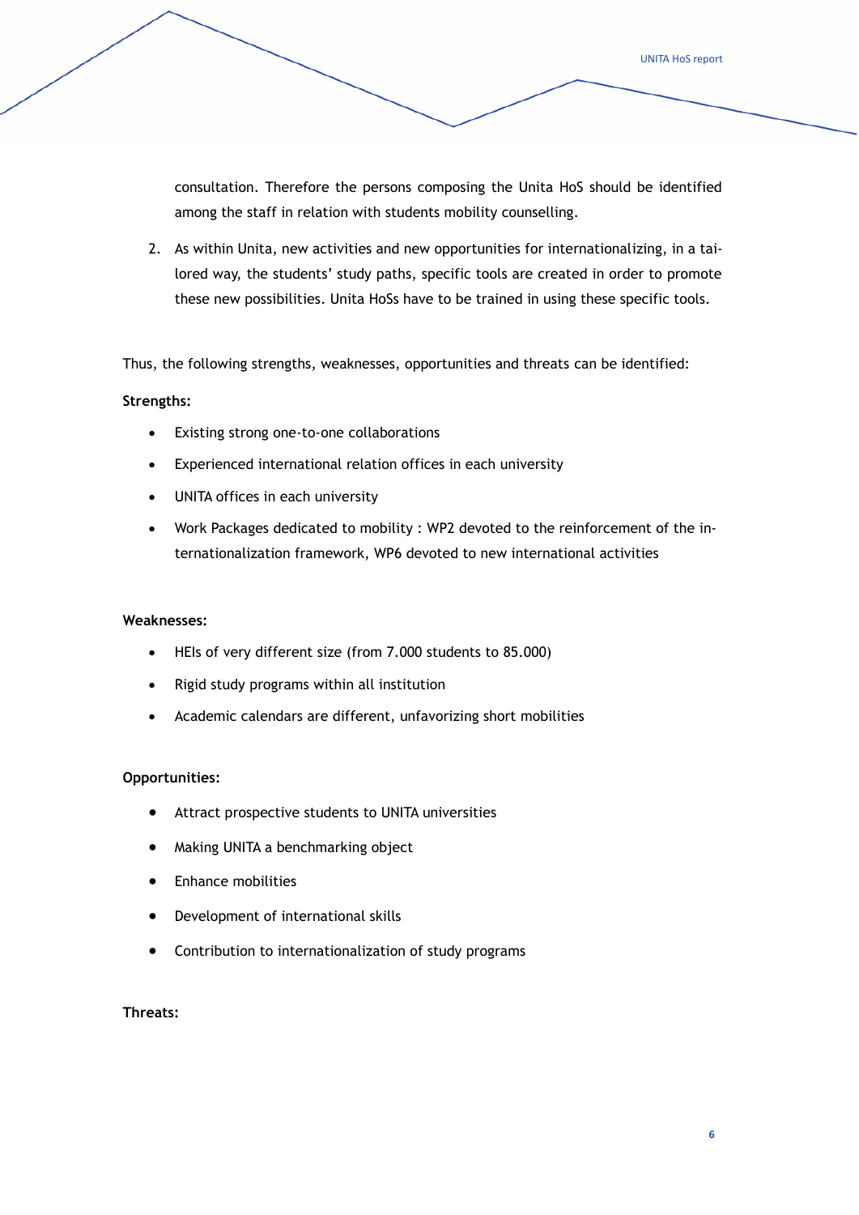consultation. Therefore the persons composing the Unita HoS should be identified among the staff in relation with students mobility counselling.

2. As within Unita, new activities and new opportunities for internationalizing, in a tailored way, the students' study paths, specific tools are created in order to promote these new possibilities. Unita HoSs have to be trained in using these specific tools.

Thus, the following strengths, weaknesses, opportunities and threats can be identified:

**Strengths:**

- Existing strong one-to-one collaborations
- Experienced international relation offices in each university
- UNITA offices in each university
- Work Packages dedicated to mobility : WP2 devoted to the reinforcement of the internationalization framework, WP6 devoted to new international activities

**Weaknesses:**

- HEIs of very different size (from 7.000 students to 85.000)
- Rigid study programs within all institution
- Academic calendars are different, unfavorizing short mobilities

**Opportunities:**

- Attract prospective students to UNITA universities
- Making UNITA a benchmarking object
- Enhance mobilities
- Development of international skills
- Contribution to internationalization of study programs

**Threats:**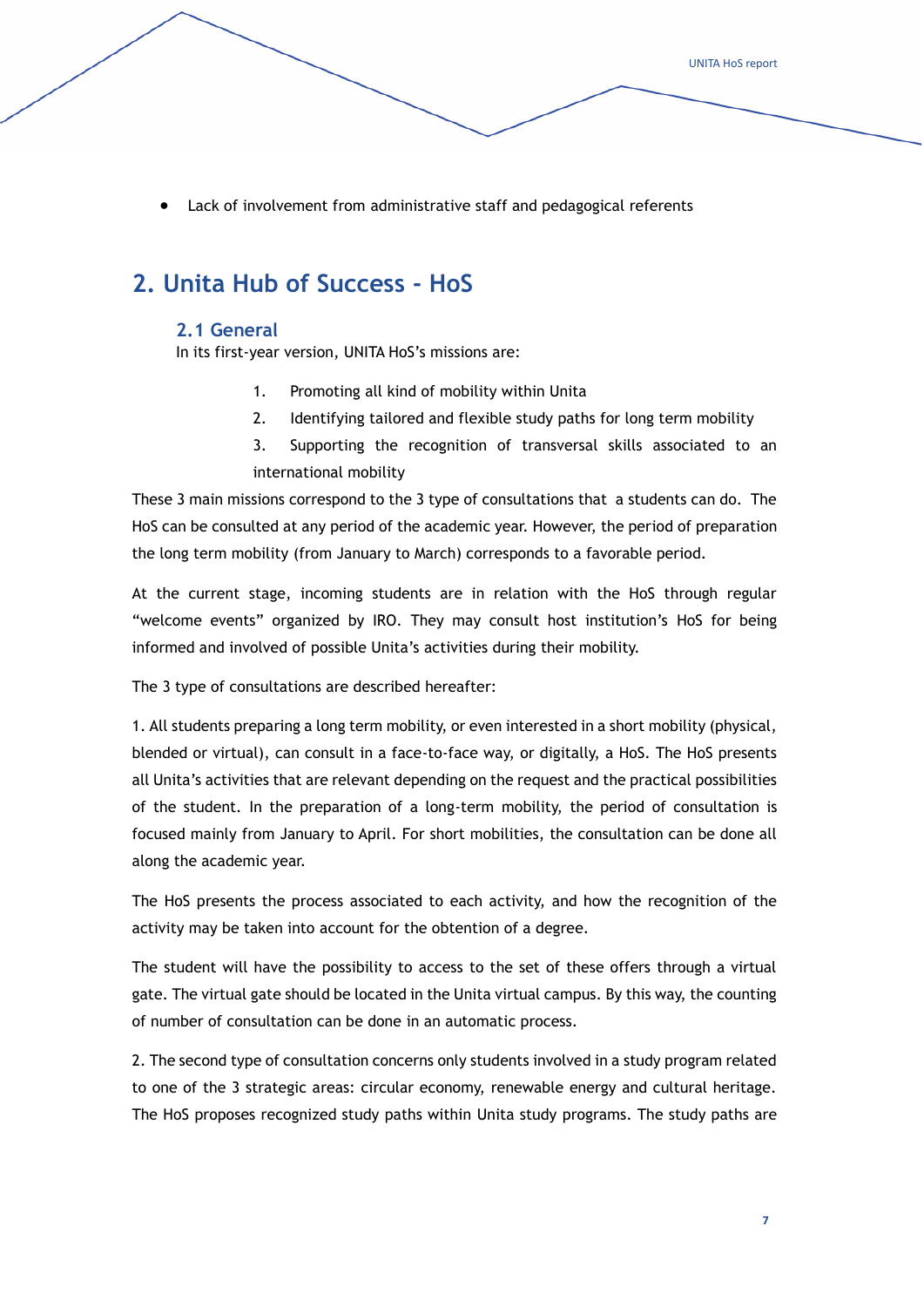- Lack of involvement from administrative staff and pedagogical referents

# 2. Unita Hub of Success - HoS

## 2.1 General

In its first-year version, UNITA HoS's missions are:

1. Promoting all kind of mobility within Unita
2. Identifying tailored and flexible study paths for long term mobility
3. Supporting the recognition of transversal skills associated to an international mobility

These 3 main missions correspond to the 3 type of consultations that a students can do. The HoS can be consulted at any period of the academic year. However, the period of preparation the long term mobility (from January to March) corresponds to a favorable period.

At the current stage, incoming students are in relation with the HoS through regular "welcome events" organized by IRO. They may consult host institution's HoS for being informed and involved of possible Unita's activities during their mobility.

The 3 type of consultations are described hereafter:

1. All students preparing a long term mobility, or even interested in a short mobility (physical, blended or virtual), can consult in a face-to-face way, or digitally, a HoS. The HoS presents all Unita's activities that are relevant depending on the request and the practical possibilities of the student. In the preparation of a long-term mobility, the period of consultation is focused mainly from January to April. For short mobilities, the consultation can be done all along the academic year.

The HoS presents the process associated to each activity, and how the recognition of the activity may be taken into account for the obtention of a degree.

The student will have the possibility to access to the set of these offers through a virtual gate. The virtual gate should be located in the Unita virtual campus. By this way, the counting of number of consultation can be done in an automatic process.

2. The second type of consultation concerns only students involved in a study program related to one of the 3 strategic areas: circular economy, renewable energy and cultural heritage. The HoS proposes recognized study paths within Unita study programs. The study paths are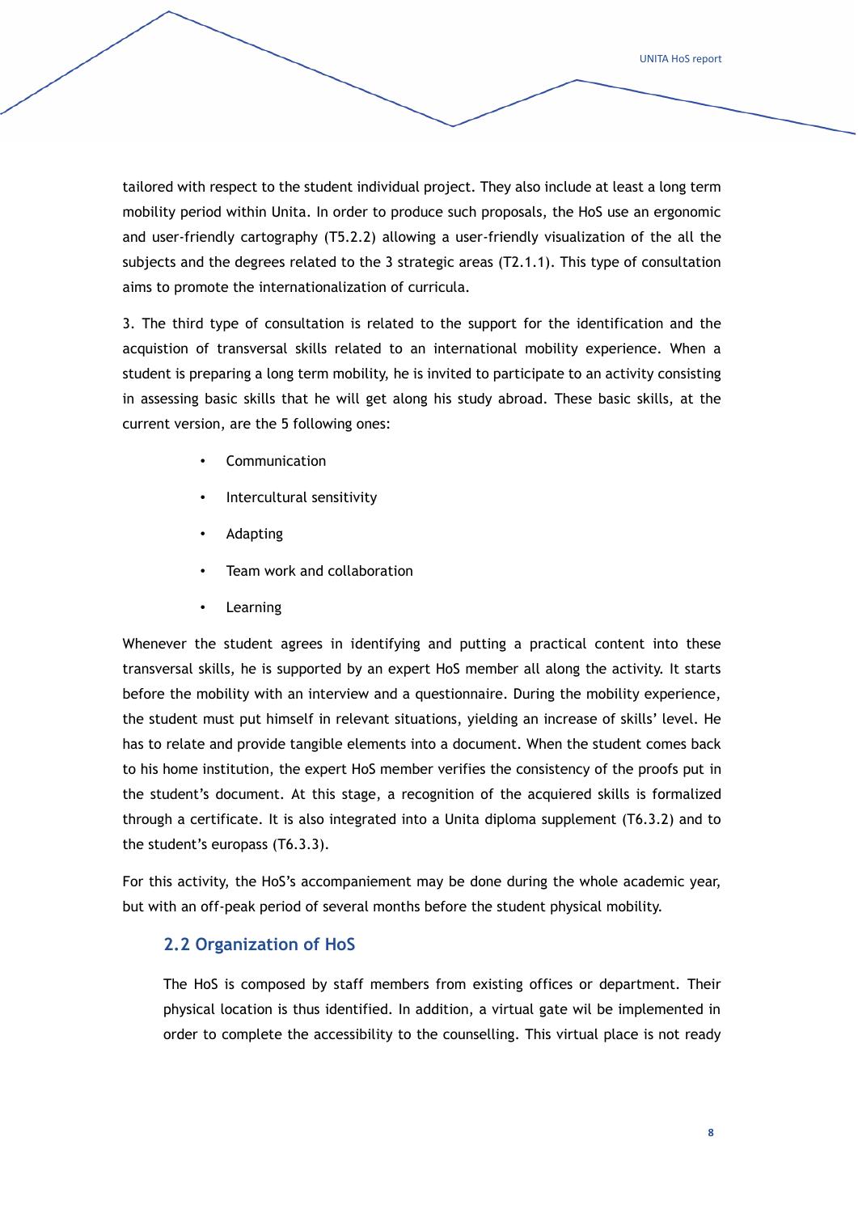tailored with respect to the student individual project. They also include at least a long term mobility period within Unita. In order to produce such proposals, the HoS use an ergonomic and user-friendly cartography (T5.2.2) allowing a user-friendly visualization of the all the subjects and the degrees related to the 3 strategic areas (T2.1.1). This type of consultation aims to promote the internationalization of curricula.

3. The third type of consultation is related to the support for the identification and the acquistion of transversal skills related to an international mobility experience. When a student is preparing a long term mobility, he is invited to participate to an activity consisting in assessing basic skills that he will get along his study abroad. These basic skills, at the current version, are the 5 following ones:

- Communication
- Intercultural sensitivity
- Adapting
- Team work and collaboration
- Learning

Whenever the student agrees in identifying and putting a practical content into these transversal skills, he is supported by an expert HoS member all along the activity. It starts before the mobility with an interview and a questionnaire. During the mobility experience, the student must put himself in relevant situations, yielding an increase of skills' level. He has to relate and provide tangible elements into a document. When the student comes back to his home institution, the expert HoS member verifies the consistency of the proofs put in the student's document. At this stage, a recognition of the acquiered skills is formalized through a certificate. It is also integrated into a Unita diploma supplement (T6.3.2) and to the student's europass (T6.3.3).

For this activity, the HoS's accompaniement may be done during the whole academic year, but with an off-peak period of several months before the student physical mobility.

## 2.2 Organization of HoS

The HoS is composed by staff members from existing offices or department. Their physical location is thus identified. In addition, a virtual gate wil be implemented in order to complete the accessibility to the counselling. This virtual place is not ready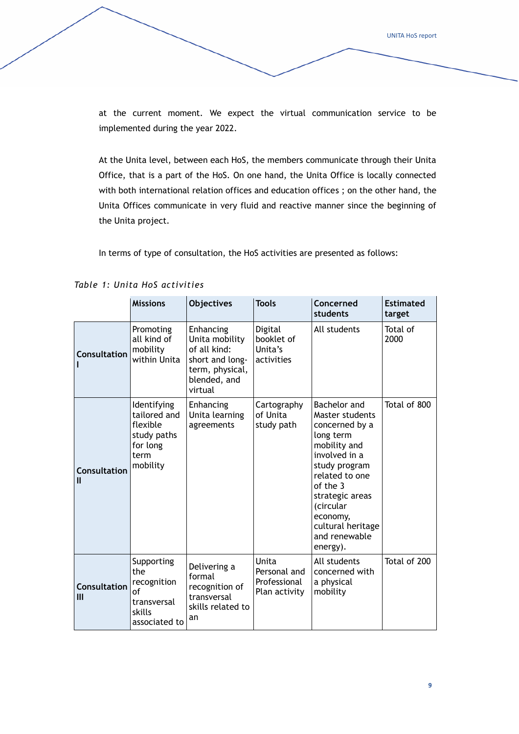at the current moment. We expect the virtual communication service to be implemented during the year 2022.

At the Unita level, between each HoS, the members communicate through their Unita Office, that is a part of the HoS. On one hand, the Unita Office is locally connected with both international relation offices and education offices ; on the other hand, the Unita Offices communicate in very fluid and reactive manner since the beginning of the Unita project.

In terms of type of consultation, the HoS activities are presented as follows:

*Table 1: Unita HoS activities*

| | Missions | Objectives | Tools | Concerned students | Estimated target |
|---|---|---|---|---|---|
| **Consultation I** | Promoting all kind of mobility within Unita | Enhancing Unita mobility of all kind: short and long-term, physical, blended, and virtual | Digital booklet of Unita's activities | All students | Total of 2000 |
| **Consultation II** | Identifying tailored and flexible study paths for long term mobility | Enhancing Unita learning agreements | Cartography of Unita study path | Bachelor and Master students concerned by a long term mobility and involved in a study program related to one of the 3 strategic areas (circular economy, cultural heritage and renewable energy). | Total of 800 |
| **Consultation III** | Supporting the recognition of transversal skills associated to | Delivering a formal recognition of transversal skills related to an | Unita Personal and Professional Plan activity | All students concerned with a physical mobility | Total of 200 |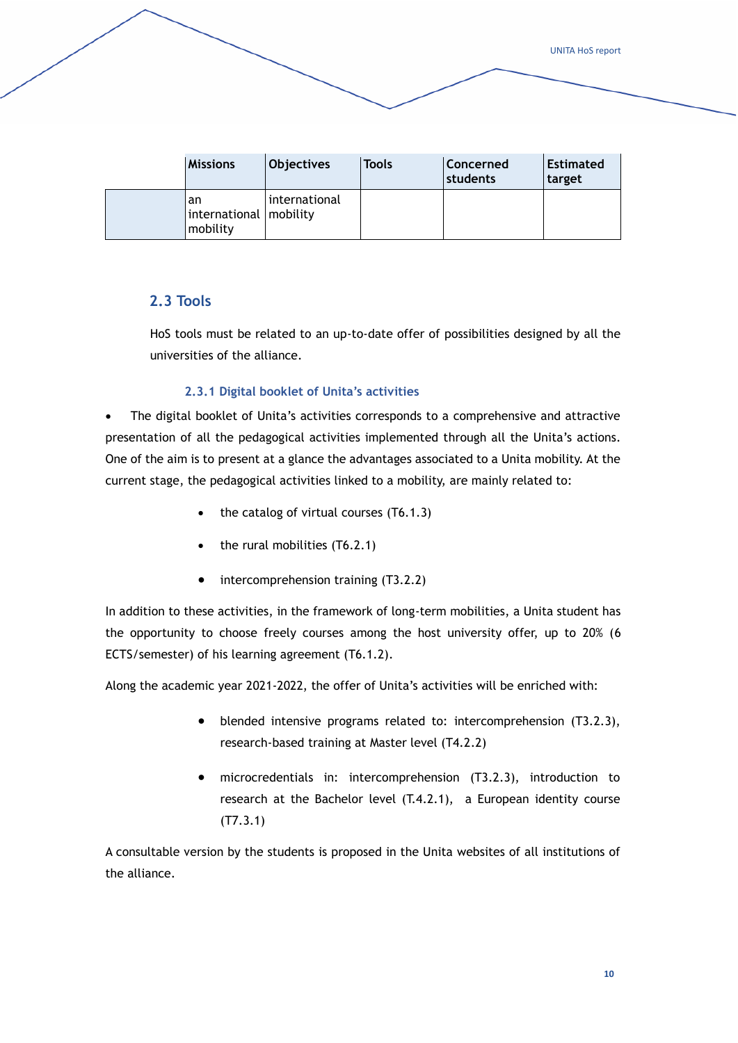| | Missions | Objectives | Tools | Concerned students | Estimated target |
|---|---|---|---|---|---|
| | an international mobility | international mobility | | | |

## 2.3 Tools

HoS tools must be related to an up-to-date offer of possibilities designed by all the universities of the alliance.

### 2.3.1 Digital booklet of Unita's activities

- The digital booklet of Unita's activities corresponds to a comprehensive and attractive presentation of all the pedagogical activities implemented through all the Unita's actions. One of the aim is to present at a glance the advantages associated to a Unita mobility. At the current stage, the pedagogical activities linked to a mobility, are mainly related to:

  - the catalog of virtual courses (T6.1.3)
  - the rural mobilities (T6.2.1)
  - intercomprehension training (T3.2.2)

In addition to these activities, in the framework of long-term mobilities, a Unita student has the opportunity to choose freely courses among the host university offer, up to 20% (6 ECTS/semester) of his learning agreement (T6.1.2).

Along the academic year 2021-2022, the offer of Unita's activities will be enriched with:

- blended intensive programs related to: intercomprehension (T3.2.3), research-based training at Master level (T4.2.2)
- microcredentials in: intercomprehension (T3.2.3), introduction to research at the Bachelor level (T.4.2.1), a European identity course (T7.3.1)

A consultable version by the students is proposed in the Unita websites of all institutions of the alliance.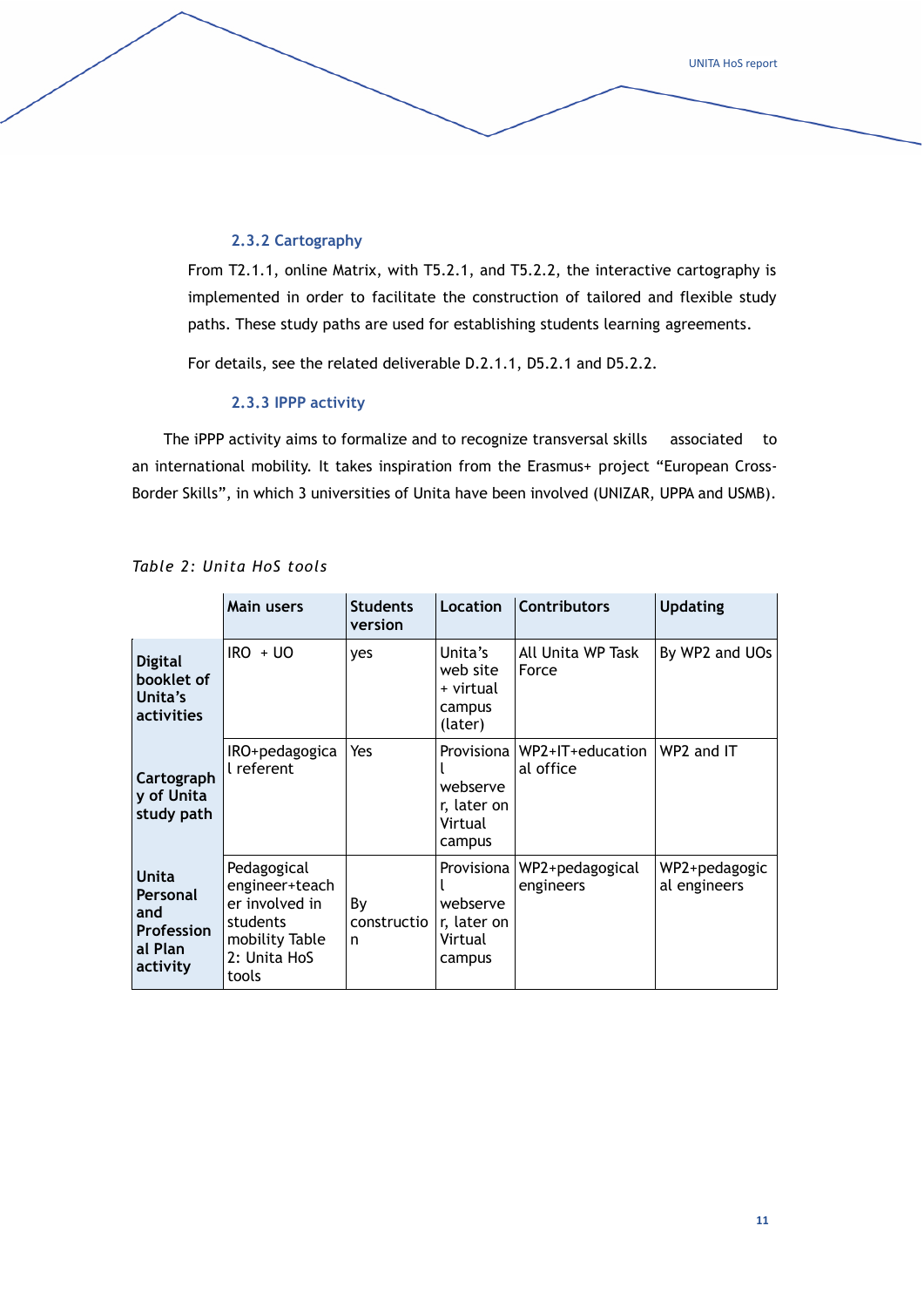#### 2.3.2 Cartography

From T2.1.1, online Matrix, with T5.2.1, and T5.2.2, the interactive cartography is implemented in order to facilitate the construction of tailored and flexible study paths. These study paths are used for establishing students learning agreements.

For details, see the related deliverable D.2.1.1, D5.2.1 and D5.2.2.

#### 2.3.3 IPPP activity

The iPPP activity aims to formalize and to recognize transversal skills associated to an international mobility. It takes inspiration from the Erasmus+ project "European Cross-Border Skills", in which 3 universities of Unita have been involved (UNIZAR, UPPA and USMB).

*Table 2: Unita HoS tools*

| | Main users | Students version | Location | Contributors | Updating |
|---|---|---|---|---|---|
| **Digital booklet of Unita's activities** | IRO + UO | yes | Unita's web site + virtual campus (later) | All Unita WP Task Force | By WP2 and UOs |
| **Cartography of Unita study path** | IRO+pedagogical referent | Yes | Provisional webserver, later on Virtual campus | WP2+IT+educational office | WP2 and IT |
| **Unita Personal and Professional Plan activity** | Pedagogical engineer+teacher involved in students mobility Table 2: Unita HoS tools | By construction | Provisional webserver, later on Virtual campus | WP2+pedagogical engineers | WP2+pedagogical engineers |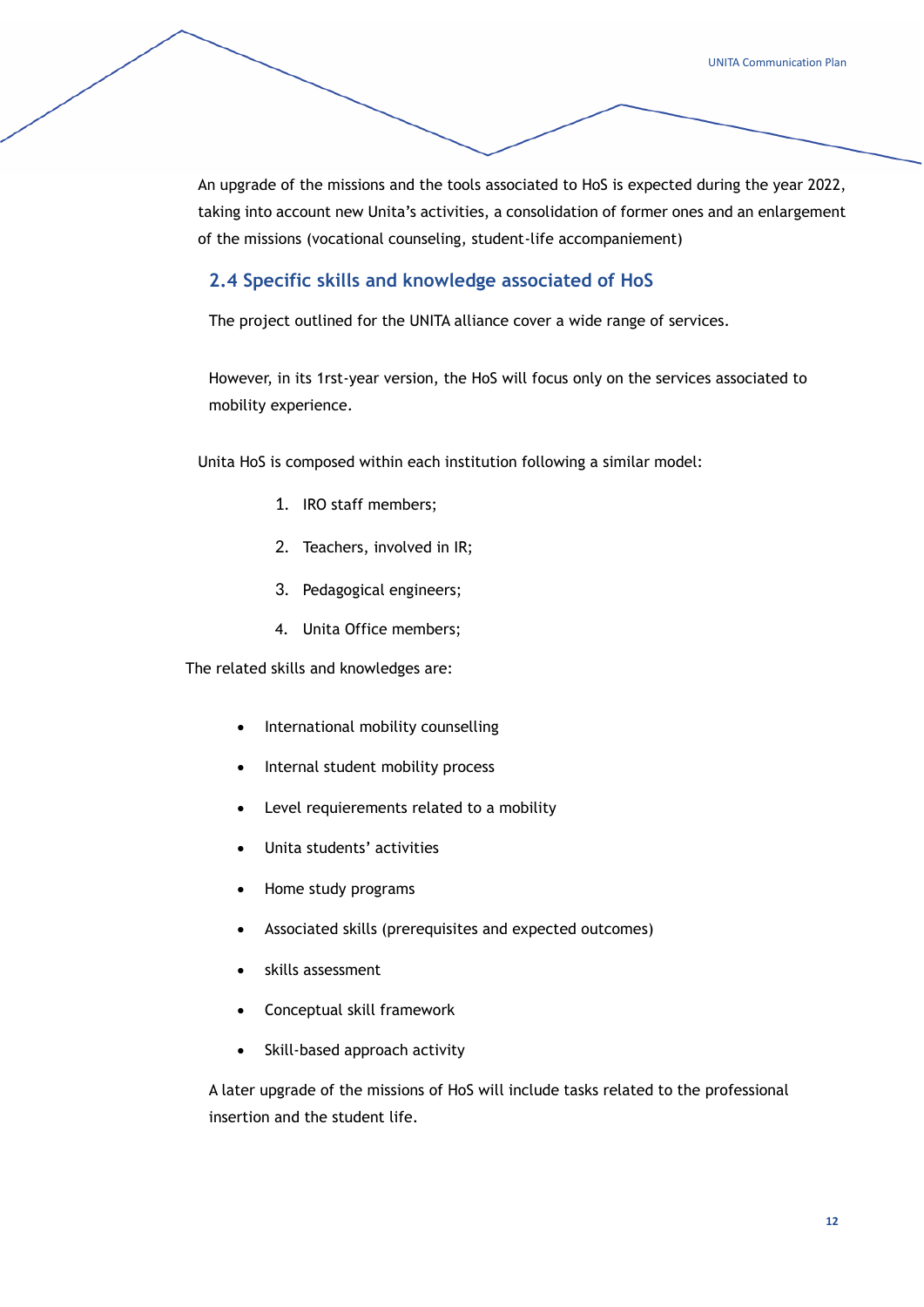An upgrade of the missions and the tools associated to HoS is expected during the year 2022, taking into account new Unita's activities, a consolidation of former ones and an enlargement of the missions (vocational counseling, student-life accompaniement)

## 2.4 Specific skills and knowledge associated of HoS

The project outlined for the UNITA alliance cover a wide range of services.

However, in its 1rst-year version, the HoS will focus only on the services associated to mobility experience.

Unita HoS is composed within each institution following a similar model:

1. IRO staff members;
2. Teachers, involved in IR;
3. Pedagogical engineers;
4. Unita Office members;

The related skills and knowledges are:

- International mobility counselling
- Internal student mobility process
- Level requierements related to a mobility
- Unita students' activities
- Home study programs
- Associated skills (prerequisites and expected outcomes)
- skills assessment
- Conceptual skill framework
- Skill-based approach activity

A later upgrade of the missions of HoS will include tasks related to the professional insertion and the student life.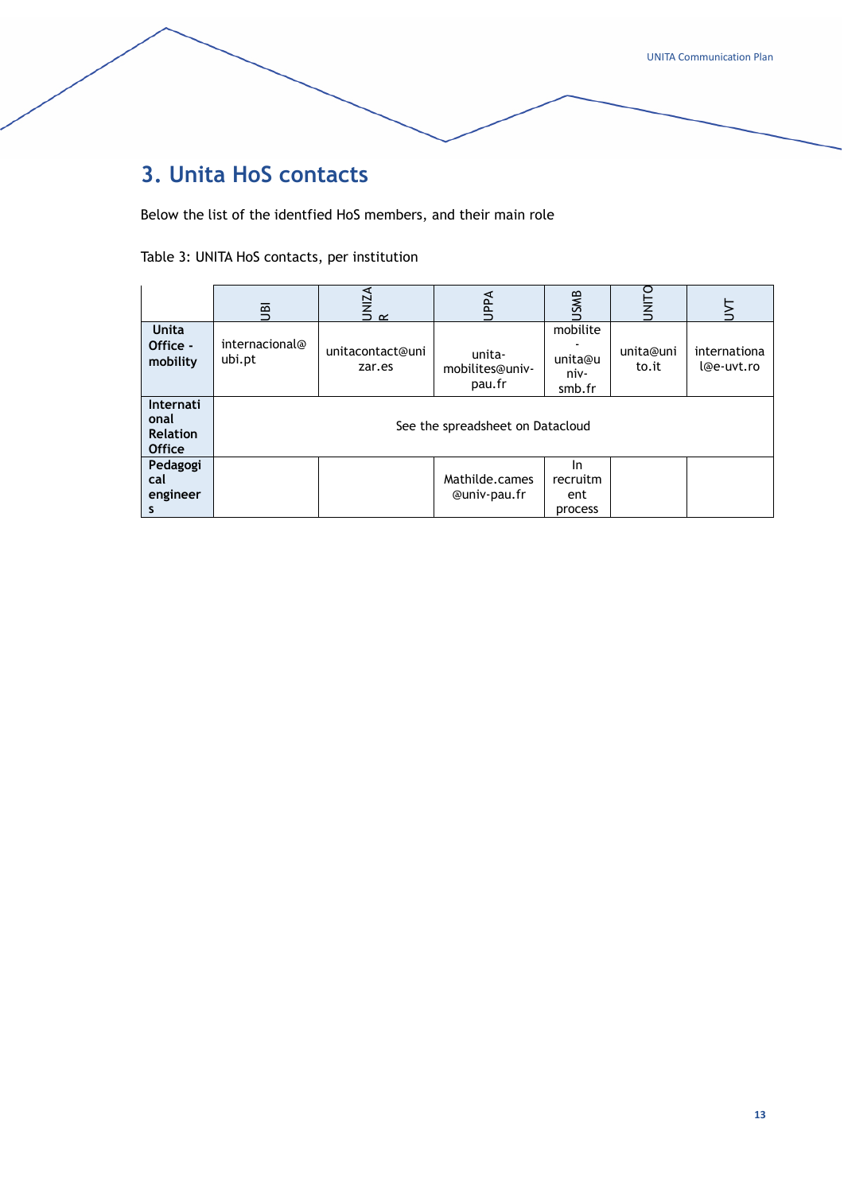# 3. Unita HoS contacts

Below the list of the identfied HoS members, and their main role

Table 3: UNITA HoS contacts, per institution

| | UBI | UNIZAR | UPPA | USMB | UNITO | UVT |
|---|---|---|---|---|---|---|
| **Unita Office - mobility** | internacional@ubi.pt | unitacontact@unizar.es | unita-mobilites@univ-pau.fr | mobilite - unita@univ-smb.fr | unita@unito.it | international@e-uvt.ro |
| **International Relation Office** | See the spreadsheet on Datacloud | | | | | |
| **Pedagogical engineers** | | | Mathilde.cames@univ-pau.fr | In recruitment process | | |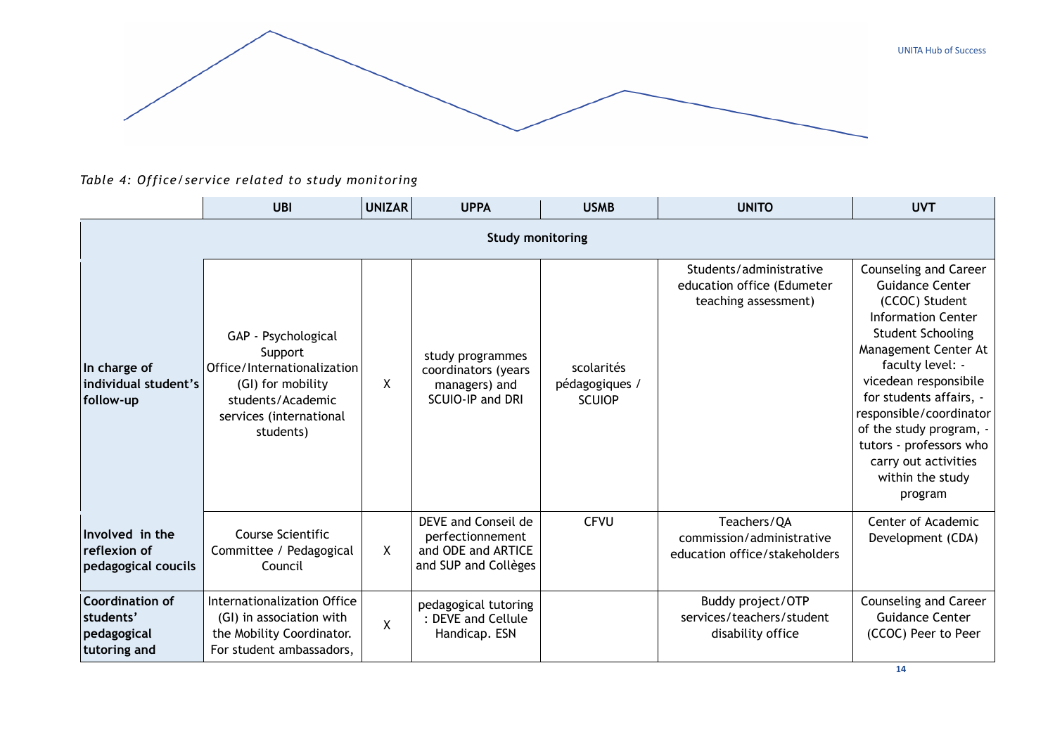*Table 4: Office/service related to study monitoring*

| | UBI | UNIZAR | UPPA | USMB | UNITO | UVT |
|---|---|---|---|---|---|---|
| **Study monitoring** | | | | | | |
| **In charge of individual student's follow-up** | GAP - Psychological Support Office/Internationalization (GI) for mobility students/Academic services (international students) | X | study programmes coordinators (years managers) and SCUIO-IP and DRI | scolarités pédagogiques / SCUIOP | Students/administrative education office (Edumeter teaching assessment) | Counseling and Career Guidance Center (CCOC) Student Information Center Student Schooling Management Center At faculty level: - vicedean responsibile for students affairs, - responsible/coordinator of the study program, - tutors - professors who carry out activities within the study program |
| **Involved in the reflexion of pedagogical coucils** | Course Scientific Committee / Pedagogical Council | X | DEVE and Conseil de perfectionnement and ODE and ARTICE and SUP and Collèges | CFVU | Teachers/QA commission/administrative education office/stakeholders | Center of Academic Development (CDA) |
| **Coordination of students' pedagogical tutoring and** | Internationalization Office (GI) in association with the Mobility Coordinator. For student ambassadors, | X | pedagogical tutoring : DEVE and Cellule Handicap. ESN | | Buddy project/OTP services/teachers/student disability office | Counseling and Career Guidance Center (CCOC) Peer to Peer |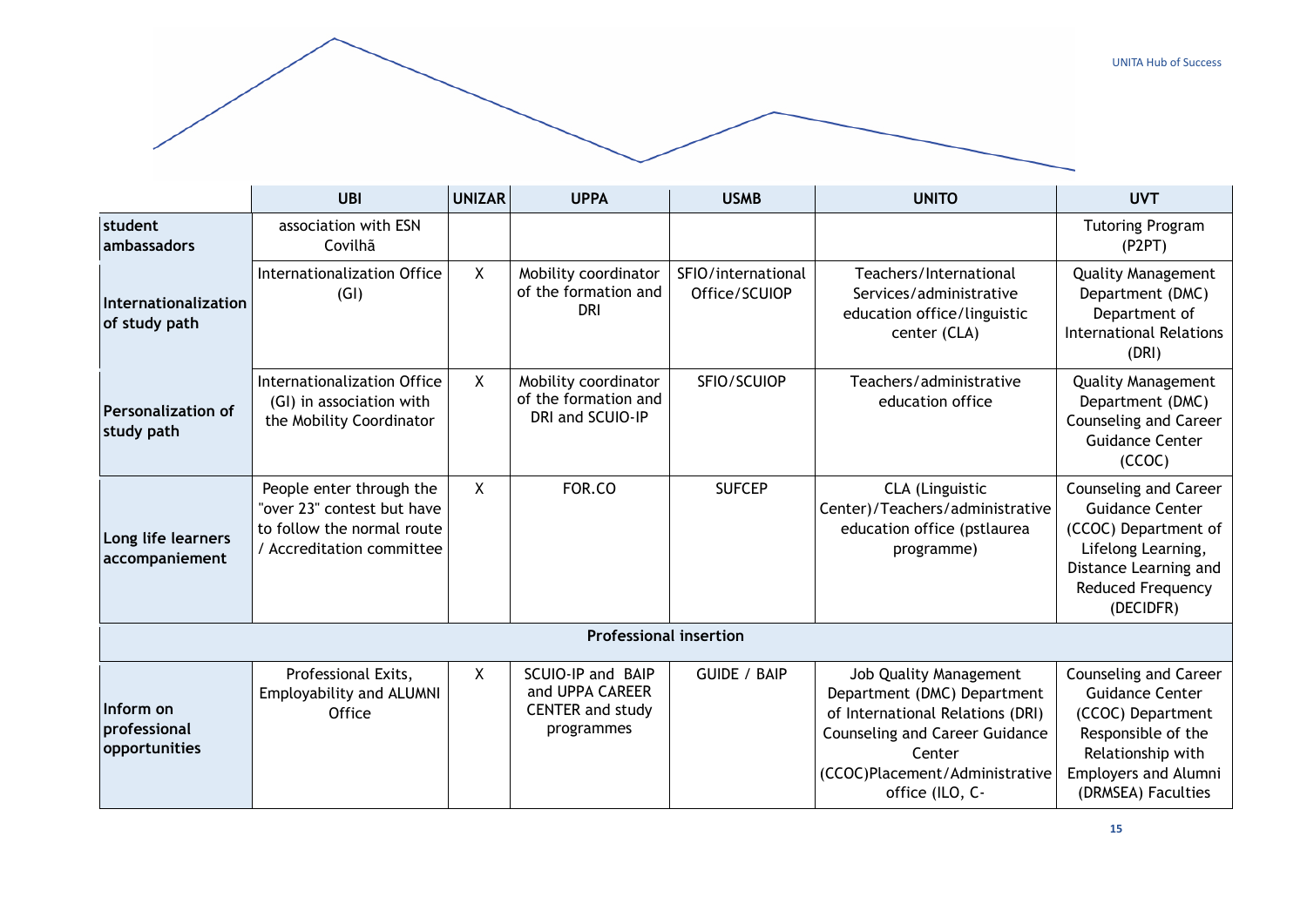| | UBI | UNIZAR | UPPA | USMB | UNITO | UVT |
|---|---|---|---|---|---|---|
| **student ambassadors** | association with ESN Covilhã | | | | | Tutoring Program (P2PT) |
| **Internationalization of study path** | Internationalization Office (GI) | X | Mobility coordinator of the formation and DRI | SFIO/international Office/SCUIOP | Teachers/International Services/administrative education office/linguistic center (CLA) | Quality Management Department (DMC) Department of International Relations (DRI) |
| **Personalization of study path** | Internationalization Office (GI) in association with the Mobility Coordinator | X | Mobility coordinator of the formation and DRI and SCUIO-IP | SFIO/SCUIOP | Teachers/administrative education office | Quality Management Department (DMC) Counseling and Career Guidance Center (CCOC) |
| **Long life learners accompaniement** | People enter through the "over 23" contest but have to follow the normal route / Accreditation committee | X | FOR.CO | SUFCEP | CLA (Linguistic Center)/Teachers/administrative education office (pstlaurea programme) | Counseling and Career Guidance Center (CCOC) Department of Lifelong Learning, Distance Learning and Reduced Frequency (DECIDFR) |
| **Professional insertion** | | | | | | |
| **Inform on professional opportunities** | Professional Exits, Employability and ALUMNI Office | X | SCUIO-IP and BAIP and UPPA CAREER CENTER and study programmes | GUIDE / BAIP | Job Quality Management Department (DMC) Department of International Relations (DRI) Counseling and Career Guidance Center (CCOC)Placement/Administrative office (ILO, C- | Counseling and Career Guidance Center (CCOC) Department Responsible of the Relationship with Employers and Alumni (DRMSEA) Faculties |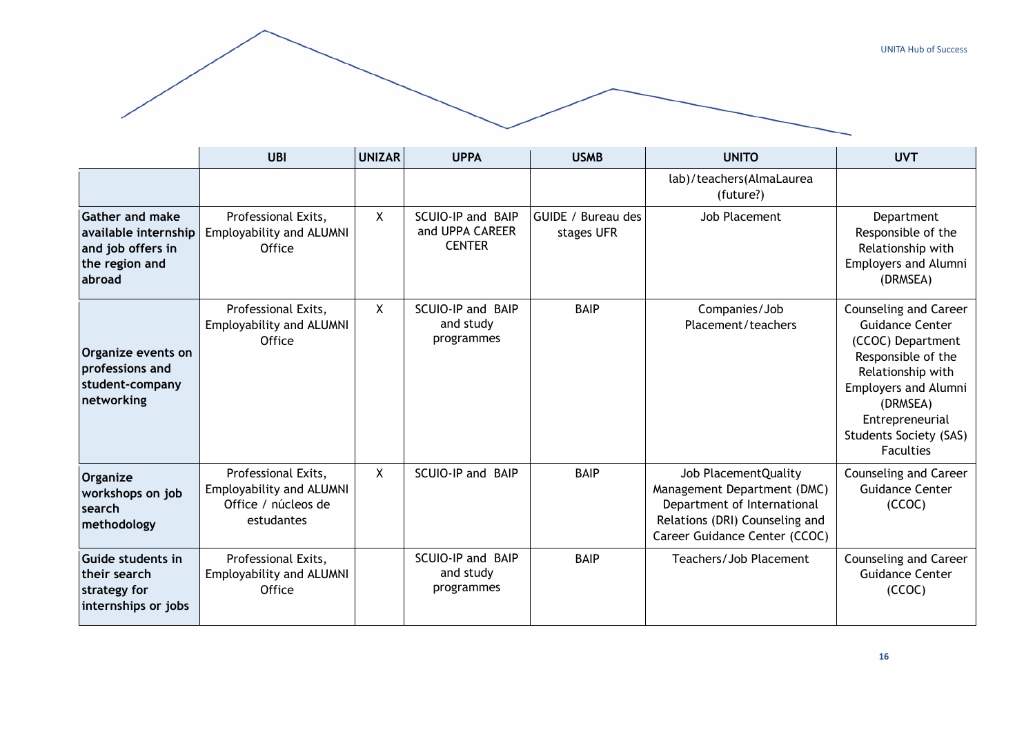| | UBI | UNIZAR | UPPA | USMB | UNITO | UVT |
|---|---|---|---|---|---|---|
| | | | | | lab)/teachers(AlmaLaurea (future?) | |
| **Gather and make available internship and job offers in the region and abroad** | Professional Exits, Employability and ALUMNI Office | X | SCUIO-IP and BAIP and UPPA CAREER CENTER | GUIDE / Bureau des stages UFR | Job Placement | Department Responsible of the Relationship with Employers and Alumni (DRMSEA) |
| **Organize events on professions and student-company networking** | Professional Exits, Employability and ALUMNI Office | X | SCUIO-IP and BAIP and study programmes | BAIP | Companies/Job Placement/teachers | Counseling and Career Guidance Center (CCOC) Department Responsible of the Relationship with Employers and Alumni (DRMSEA) Entrepreneurial Students Society (SAS) Faculties |
| **Organize workshops on job search methodology** | Professional Exits, Employability and ALUMNI Office / núcleos de estudantes | X | SCUIO-IP and BAIP | BAIP | Job PlacementQuality Management Department (DMC) Department of International Relations (DRI) Counseling and Career Guidance Center (CCOC) | Counseling and Career Guidance Center (CCOC) |
| **Guide students in their search strategy for internships or jobs** | Professional Exits, Employability and ALUMNI Office | | SCUIO-IP and BAIP and study programmes | BAIP | Teachers/Job Placement | Counseling and Career Guidance Center (CCOC) |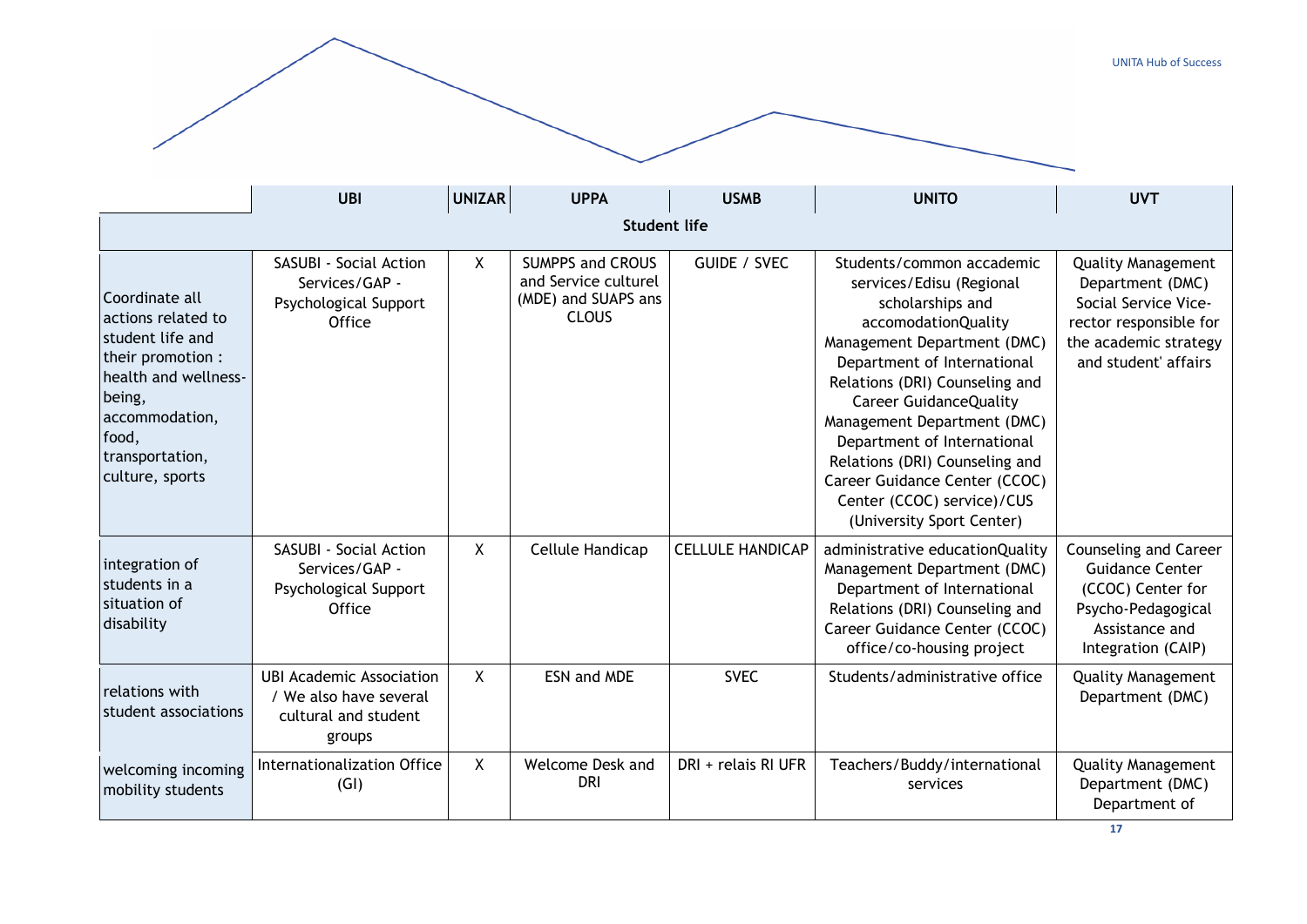| | UBI | UNIZAR | UPPA | USMB | UNITO | UVT |
|---|---|---|---|---|---|---|
| **Student life** | | | | | | |
| Coordinate all actions related to student life and their promotion : health and wellness-being, accommodation, food, transportation, culture, sports | SASUBI - Social Action Services/GAP - Psychological Support Office | X | SUMPPS and CROUS and Service culturel (MDE) and SUAPS ans CLOUS | GUIDE / SVEC | Students/common accademic services/Edisu (Regional scholarships and accomodationQuality Management Department (DMC) Department of International Relations (DRI) Counseling and Career GuidanceQuality Management Department (DMC) Department of International Relations (DRI) Counseling and Career Guidance Center (CCOC) Center (CCOC) service)/CUS (University Sport Center) | Quality Management Department (DMC) Social Service Vice-rector responsible for the academic strategy and student' affairs |
| integration of students in a situation of disability | SASUBI - Social Action Services/GAP - Psychological Support Office | X | Cellule Handicap | CELLULE HANDICAP | administrative educationQuality Management Department (DMC) Department of International Relations (DRI) Counseling and Career Guidance Center (CCOC) office/co-housing project | Counseling and Career Guidance Center (CCOC) Center for Psycho-Pedagogical Assistance and Integration (CAIP) |
| relations with student associations | UBI Academic Association / We also have several cultural and student groups | X | ESN and MDE | SVEC | Students/administrative office | Quality Management Department (DMC) |
| welcoming incoming mobility students | Internationalization Office (GI) | X | Welcome Desk and DRI | DRI + relais RI UFR | Teachers/Buddy/international services | Quality Management Department (DMC) Department of |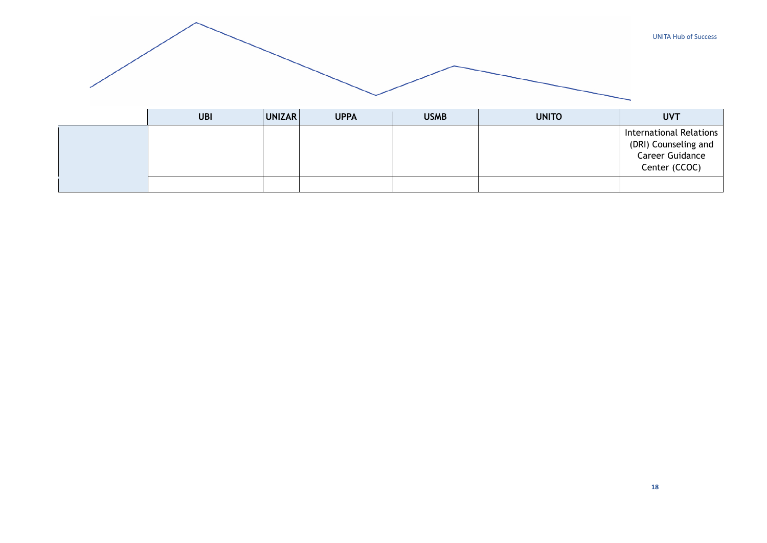| | UBI | UNIZAR | UPPA | USMB | UNITO | UVT |
|---|---|---|---|---|---|---|
| | | | | | | International Relations (DRI) Counseling and Career Guidance Center (CCOC) |
| | | | | | | |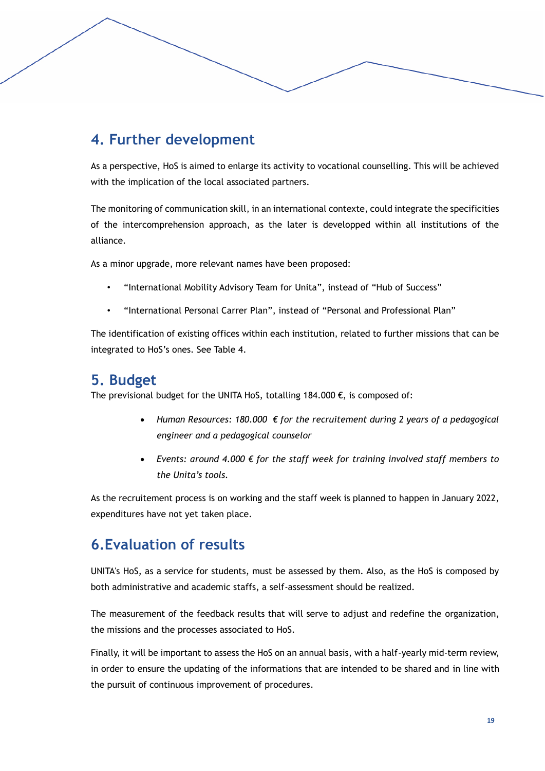## 4. Further development

As a perspective, HoS is aimed to enlarge its activity to vocational counselling. This will be achieved with the implication of the local associated partners.

The monitoring of communication skill, in an international contexte, could integrate the specificities of the intercomprehension approach, as the later is developped within all institutions of the alliance.

As a minor upgrade, more relevant names have been proposed:

- "International Mobility Advisory Team for Unita", instead of "Hub of Success"
- "International Personal Carrer Plan", instead of "Personal and Professional Plan"

The identification of existing offices within each institution, related to further missions that can be integrated to HoS's ones. See Table 4.

## 5. Budget

The previsional budget for the UNITA HoS, totalling 184.000 €, is composed of:

- *Human Resources: 180.000 € for the recruitement during 2 years of a pedagogical engineer and a pedagogical counselor*
- *Events: around 4.000 € for the staff week for training involved staff members to the Unita's tools.*

As the recruitement process is on working and the staff week is planned to happen in January 2022, expenditures have not yet taken place.

## 6.Evaluation of results

UNITA's HoS, as a service for students, must be assessed by them. Also, as the HoS is composed by both administrative and academic staffs, a self-assessment should be realized.

The measurement of the feedback results that will serve to adjust and redefine the organization, the missions and the processes associated to HoS.

Finally, it will be important to assess the HoS on an annual basis, with a half-yearly mid-term review, in order to ensure the updating of the informations that are intended to be shared and in line with the pursuit of continuous improvement of procedures.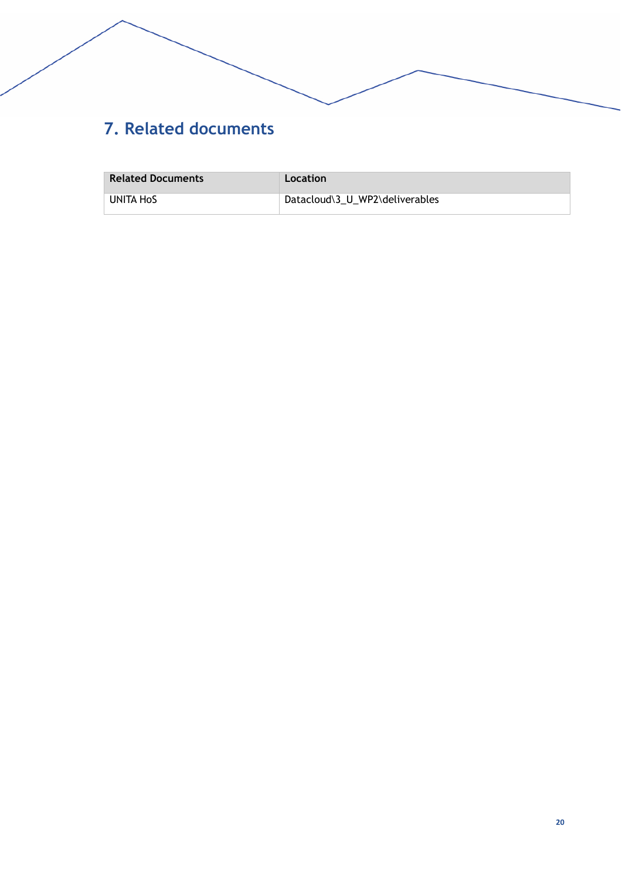## 7. Related documents

| Related Documents | Location |
| --- | --- |
| UNITA HoS | Datacloud\3_U_WP2\deliverables |